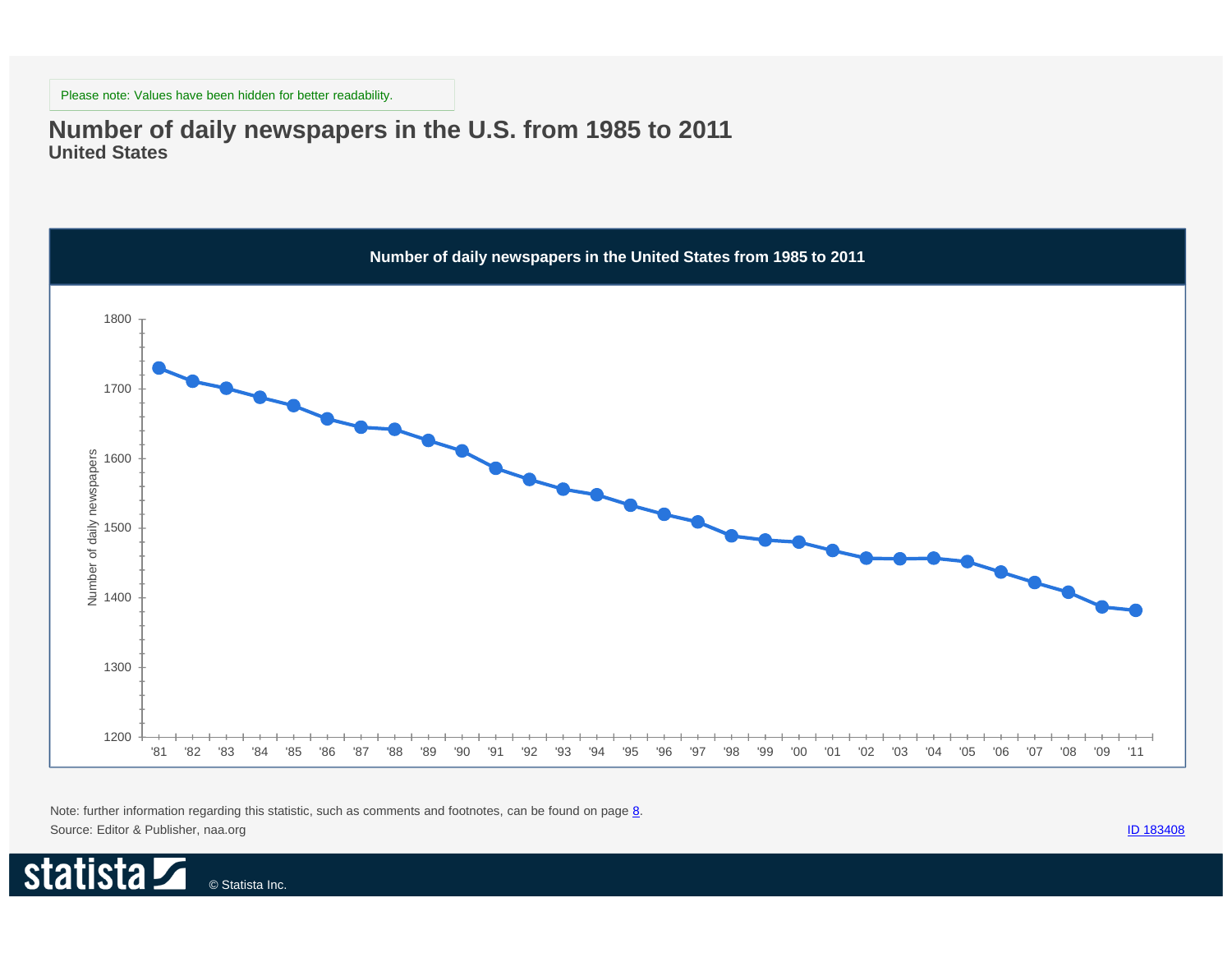Please note: Values have been hidden for better readability.

# Number of daily newspapers in the U.S. from 1985 to 2011

## United States

Number of daily newspapers in the United States from 1985 to 2011

Number of daily newspapers

1800
1700
1600
1500
1400
1300
1200

'81 '82 '83 '84 '85 '86 '87 '88 '89 '90 '91 '92 '93 '94 '95 '96 '97 '98 '99 '00 '01 '02 '03 '04 '05 '06 '07 '08 '09 '11

Note: further information regarding this statistic, such as comments and footnotes, can be found on page 8.

Source: Editor & Publisher, naa.org

ID 183408

© Statista Inc.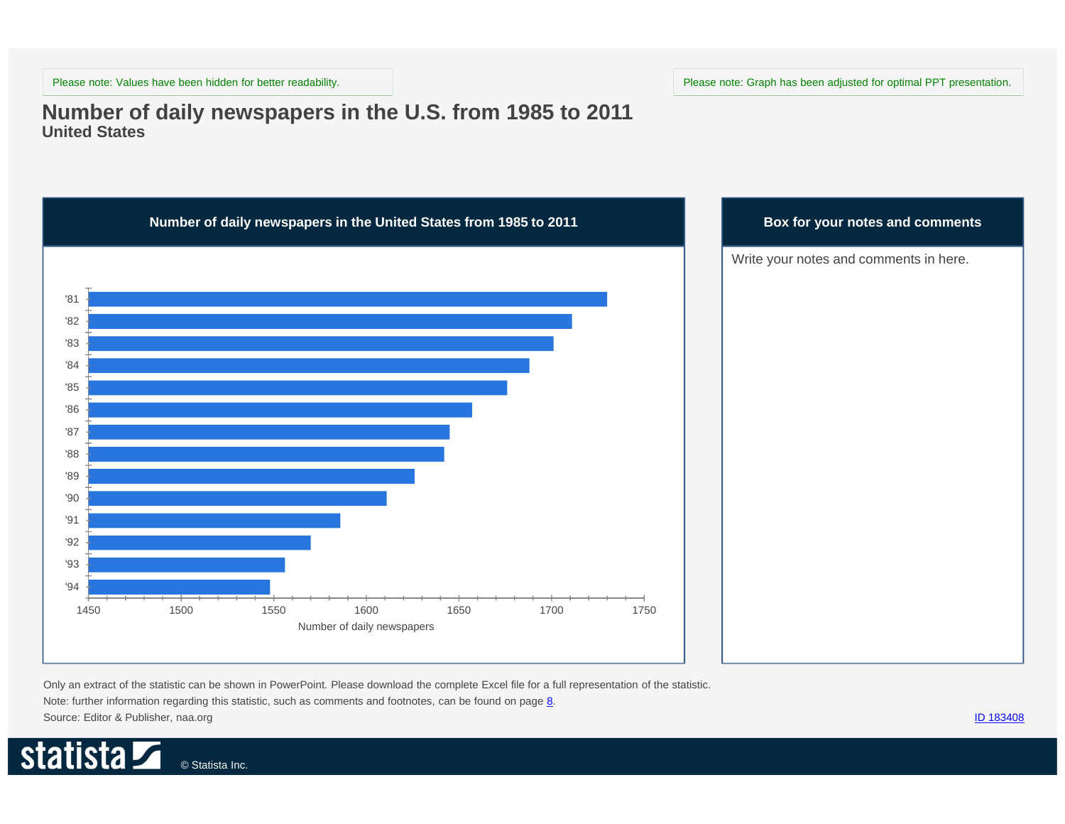Please note: Values have been hidden for better readability.

Please note: Graph has been adjusted for optimal PPT presentation.

# Number of daily newspapers in the U.S. from 1985 to 2011

## United States

**Number of daily newspapers in the United States from 1985 to 2011**

'81
'82
'83
'84
'85
'86
'87
'88
'89
'90
'91
'92
'93
'94

1450
1500
1550
1600
1650
1700
1750

Number of daily newspapers

**Box for your notes and comments**

Write your notes and comments in here.

Only an extract of the statistic can be shown in PowerPoint. Please download the complete Excel file for a full representation of the statistic.

Note: further information regarding this statistic, such as comments and footnotes, can be found on page 8.

Source: Editor & Publisher, naa.org

ID 183408

© Statista Inc.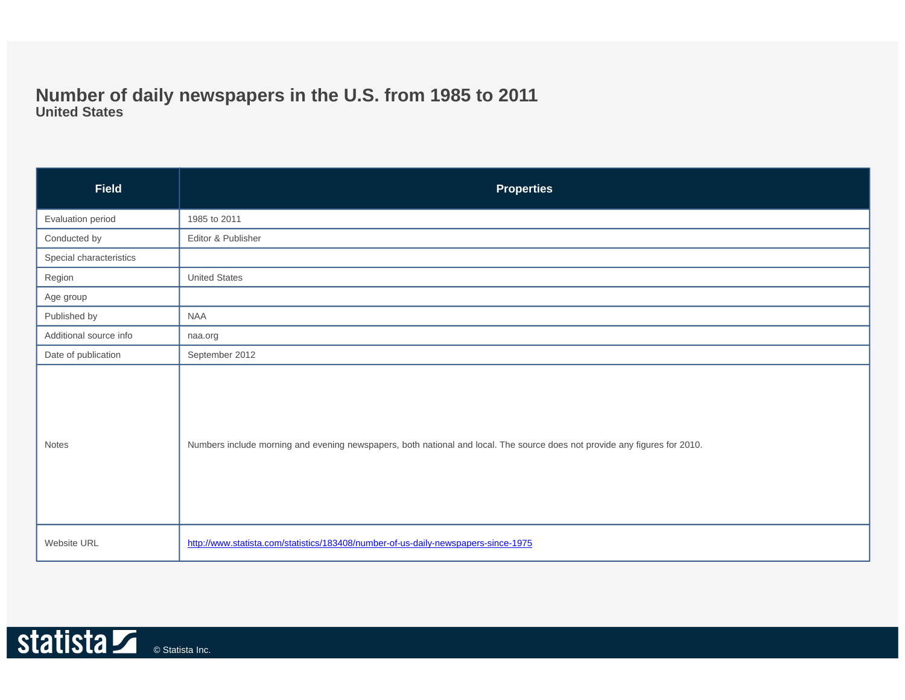# Number of daily newspapers in the U.S. from 1985 to 2011
## United States

| Field | Properties |
|---|---|
| Evaluation period | 1985 to 2011 |
| Conducted by | Editor & Publisher |
| Special characteristics | |
| Region | United States |
| Age group | |
| Published by | NAA |
| Additional source info | naa.org |
| Date of publication | September 2012 |
| Notes | Numbers include morning and evening newspapers, both national and local. The source does not provide any figures for 2010. |
| Website URL | http://www.statista.com/statistics/183408/number-of-us-daily-newspapers-since-1975 |

© Statista Inc.